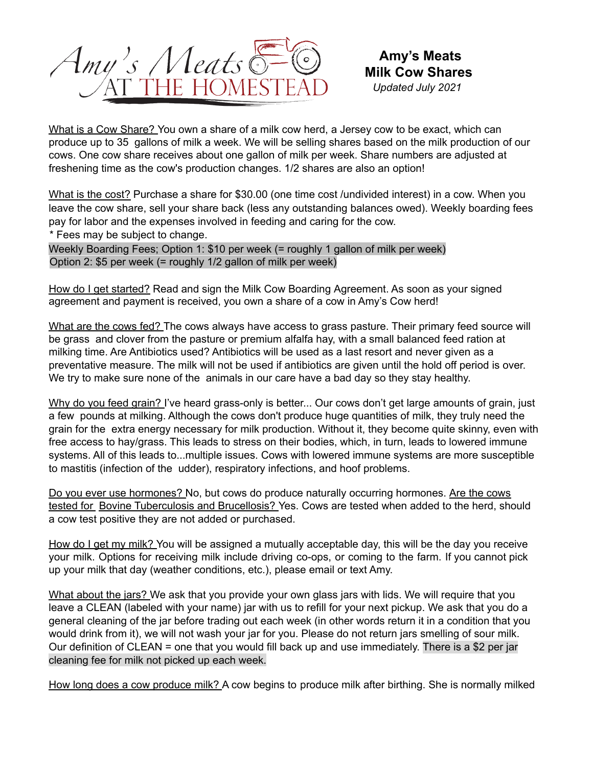Amy's Meats AT THE HOMESTEAD

**Amy's Meats**
**Milk Cow Shares**
*Updated July 2021*

What is a Cow Share? You own a share of a milk cow herd, a Jersey cow to be exact, which can produce up to 35 gallons of milk a week. We will be selling shares based on the milk production of our cows. One cow share receives about one gallon of milk per week. Share numbers are adjusted at freshening time as the cow's production changes. 1/2 shares are also an option!

What is the cost? Purchase a share for $30.00 (one time cost /undivided interest) in a cow. When you leave the cow share, sell your share back (less any outstanding balances owed). Weekly boarding fees pay for labor and the expenses involved in feeding and caring for the cow.
* Fees may be subject to change.
Weekly Boarding Fees; Option 1: $10 per week (= roughly 1 gallon of milk per week)
Option 2: $5 per week (= roughly 1/2 gallon of milk per week)

How do I get started? Read and sign the Milk Cow Boarding Agreement. As soon as your signed agreement and payment is received, you own a share of a cow in Amy's Cow herd!

What are the cows fed? The cows always have access to grass pasture. Their primary feed source will be grass and clover from the pasture or premium alfalfa hay, with a small balanced feed ration at milking time. Are Antibiotics used? Antibiotics will be used as a last resort and never given as a preventative measure. The milk will not be used if antibiotics are given until the hold off period is over. We try to make sure none of the animals in our care have a bad day so they stay healthy.

Why do you feed grain? I've heard grass-only is better... Our cows don't get large amounts of grain, just a few pounds at milking. Although the cows don't produce huge quantities of milk, they truly need the grain for the extra energy necessary for milk production. Without it, they become quite skinny, even with free access to hay/grass. This leads to stress on their bodies, which, in turn, leads to lowered immune systems. All of this leads to...multiple issues. Cows with lowered immune systems are more susceptible to mastitis (infection of the udder), respiratory infections, and hoof problems.

Do you ever use hormones? No, but cows do produce naturally occurring hormones. Are the cows tested for Bovine Tuberculosis and Brucellosis? Yes. Cows are tested when added to the herd, should a cow test positive they are not added or purchased.

How do I get my milk? You will be assigned a mutually acceptable day, this will be the day you receive your milk. Options for receiving milk include driving co-ops, or coming to the farm. If you cannot pick up your milk that day (weather conditions, etc.), please email or text Amy.

What about the jars? We ask that you provide your own glass jars with lids. We will require that you leave a CLEAN (labeled with your name) jar with us to refill for your next pickup. We ask that you do a general cleaning of the jar before trading out each week (in other words return it in a condition that you would drink from it), we will not wash your jar for you. Please do not return jars smelling of sour milk. Our definition of CLEAN = one that you would fill back up and use immediately. There is a $2 per jar cleaning fee for milk not picked up each week.

How long does a cow produce milk? A cow begins to produce milk after birthing. She is normally milked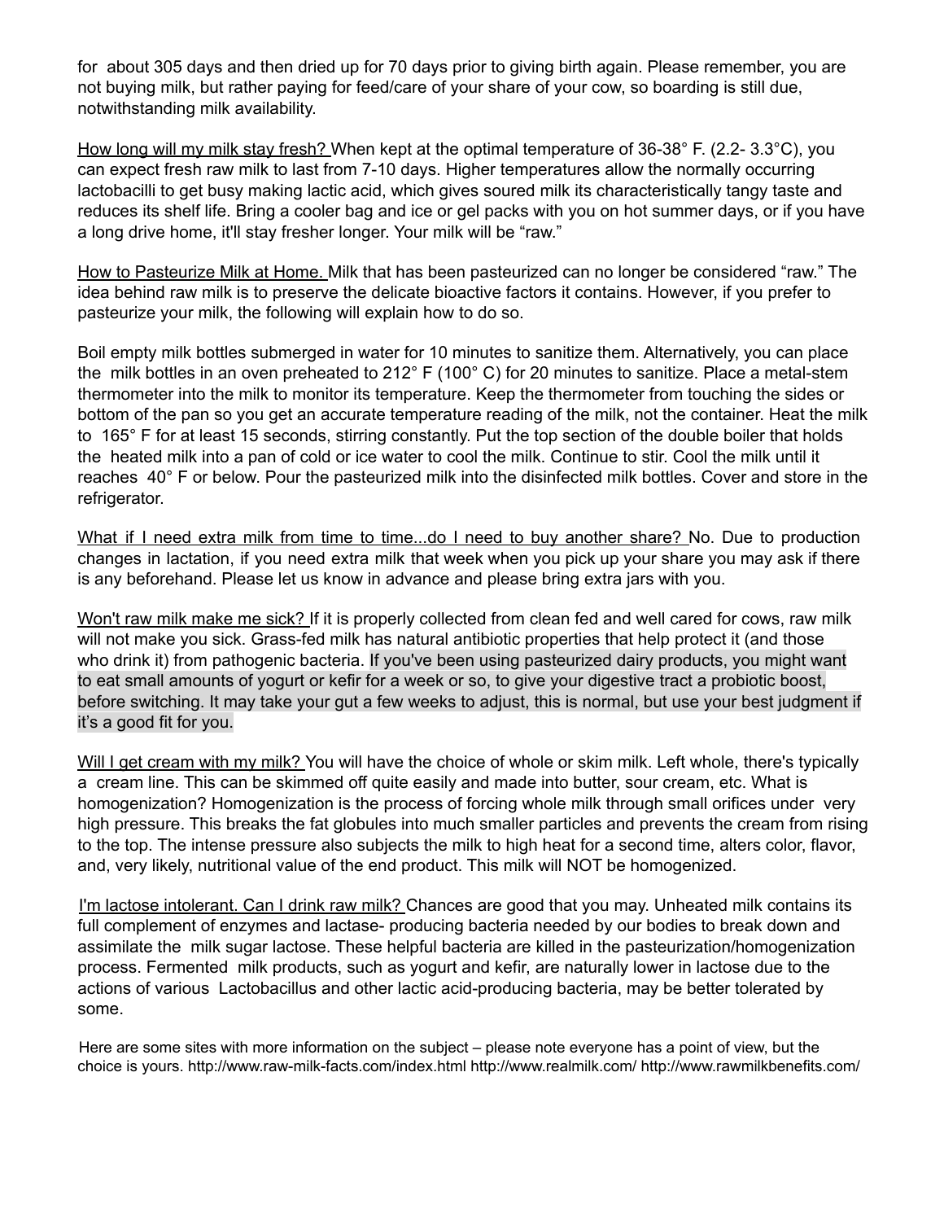for about 305 days and then dried up for 70 days prior to giving birth again. Please remember, you are not buying milk, but rather paying for feed/care of your share of your cow, so boarding is still due, notwithstanding milk availability.

How long will my milk stay fresh? When kept at the optimal temperature of 36-38° F. (2.2- 3.3°C), you can expect fresh raw milk to last from 7-10 days. Higher temperatures allow the normally occurring lactobacilli to get busy making lactic acid, which gives soured milk its characteristically tangy taste and reduces its shelf life. Bring a cooler bag and ice or gel packs with you on hot summer days, or if you have a long drive home, it'll stay fresher longer. Your milk will be "raw."

How to Pasteurize Milk at Home. Milk that has been pasteurized can no longer be considered "raw." The idea behind raw milk is to preserve the delicate bioactive factors it contains. However, if you prefer to pasteurize your milk, the following will explain how to do so.

Boil empty milk bottles submerged in water for 10 minutes to sanitize them. Alternatively, you can place the milk bottles in an oven preheated to 212° F (100° C) for 20 minutes to sanitize. Place a metal-stem thermometer into the milk to monitor its temperature. Keep the thermometer from touching the sides or bottom of the pan so you get an accurate temperature reading of the milk, not the container. Heat the milk to 165° F for at least 15 seconds, stirring constantly. Put the top section of the double boiler that holds the heated milk into a pan of cold or ice water to cool the milk. Continue to stir. Cool the milk until it reaches 40° F or below. Pour the pasteurized milk into the disinfected milk bottles. Cover and store in the refrigerator.

What if I need extra milk from time to time...do I need to buy another share? No. Due to production changes in lactation, if you need extra milk that week when you pick up your share you may ask if there is any beforehand. Please let us know in advance and please bring extra jars with you.

Won't raw milk make me sick? If it is properly collected from clean fed and well cared for cows, raw milk will not make you sick. Grass-fed milk has natural antibiotic properties that help protect it (and those who drink it) from pathogenic bacteria. If you've been using pasteurized dairy products, you might want to eat small amounts of yogurt or kefir for a week or so, to give your digestive tract a probiotic boost, before switching. It may take your gut a few weeks to adjust, this is normal, but use your best judgment if it's a good fit for you.

Will I get cream with my milk? You will have the choice of whole or skim milk. Left whole, there's typically a cream line. This can be skimmed off quite easily and made into butter, sour cream, etc. What is homogenization? Homogenization is the process of forcing whole milk through small orifices under very high pressure. This breaks the fat globules into much smaller particles and prevents the cream from rising to the top. The intense pressure also subjects the milk to high heat for a second time, alters color, flavor, and, very likely, nutritional value of the end product. This milk will NOT be homogenized.

I'm lactose intolerant. Can I drink raw milk? Chances are good that you may. Unheated milk contains its full complement of enzymes and lactase- producing bacteria needed by our bodies to break down and assimilate the milk sugar lactose. These helpful bacteria are killed in the pasteurization/homogenization process. Fermented milk products, such as yogurt and kefir, are naturally lower in lactose due to the actions of various Lactobacillus and other lactic acid-producing bacteria, may be better tolerated by some.

Here are some sites with more information on the subject – please note everyone has a point of view, but the choice is yours. http://www.raw-milk-facts.com/index.html http://www.realmilk.com/ http://www.rawmilkbenefits.com/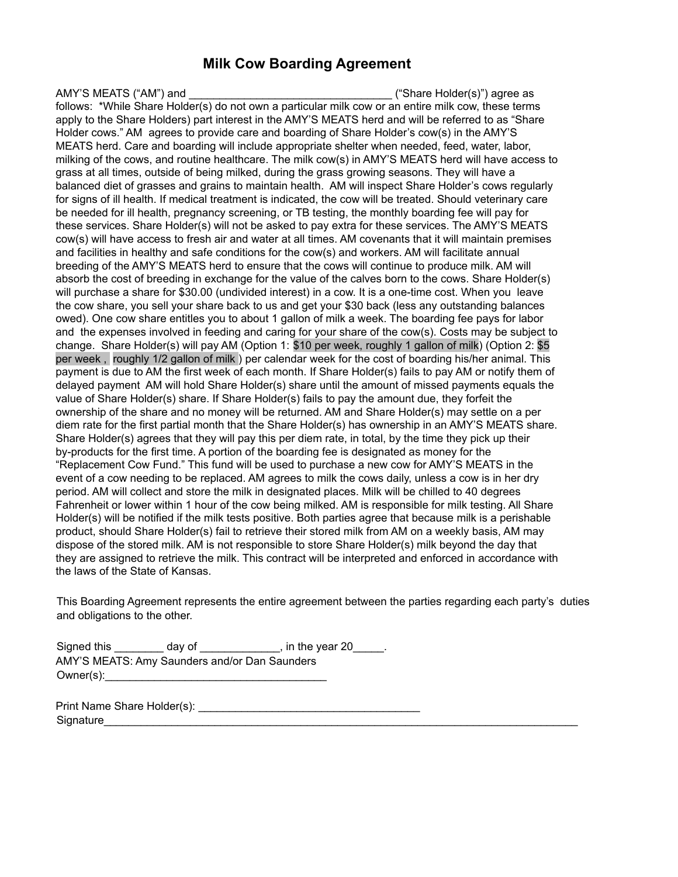# Milk Cow Boarding Agreement

AMY'S MEATS ("AM") and _________________________________ ("Share Holder(s)") agree as follows: *While Share Holder(s) do not own a particular milk cow or an entire milk cow, these terms apply to the Share Holders) part interest in the AMY'S MEATS herd and will be referred to as "Share Holder cows." AM agrees to provide care and boarding of Share Holder's cow(s) in the AMY'S MEATS herd. Care and boarding will include appropriate shelter when needed, feed, water, labor, milking of the cows, and routine healthcare. The milk cow(s) in AMY'S MEATS herd will have access to grass at all times, outside of being milked, during the grass growing seasons. They will have a balanced diet of grasses and grains to maintain health. AM will inspect Share Holder's cows regularly for signs of ill health. If medical treatment is indicated, the cow will be treated. Should veterinary care be needed for ill health, pregnancy screening, or TB testing, the monthly boarding fee will pay for these services. Share Holder(s) will not be asked to pay extra for these services. The AMY'S MEATS cow(s) will have access to fresh air and water at all times. AM covenants that it will maintain premises and facilities in healthy and safe conditions for the cow(s) and workers. AM will facilitate annual breeding of the AMY'S MEATS herd to ensure that the cows will continue to produce milk. AM will absorb the cost of breeding in exchange for the value of the calves born to the cows. Share Holder(s) will purchase a share for $30.00 (undivided interest) in a cow. It is a one-time cost. When you leave the cow share, you sell your share back to us and get your $30 back (less any outstanding balances owed). One cow share entitles you to about 1 gallon of milk a week. The boarding fee pays for labor and the expenses involved in feeding and caring for your share of the cow(s). Costs may be subject to change. Share Holder(s) will pay AM (Option 1: $10 per week, roughly 1 gallon of milk) (Option 2: $5 per week , roughly 1/2 gallon of milk ) per calendar week for the cost of boarding his/her animal. This payment is due to AM the first week of each month. If Share Holder(s) fails to pay AM or notify them of delayed payment AM will hold Share Holder(s) share until the amount of missed payments equals the value of Share Holder(s) share. If Share Holder(s) fails to pay the amount due, they forfeit the ownership of the share and no money will be returned. AM and Share Holder(s) may settle on a per diem rate for the first partial month that the Share Holder(s) has ownership in an AMY'S MEATS share. Share Holder(s) agrees that they will pay this per diem rate, in total, by the time they pick up their by-products for the first time. A portion of the boarding fee is designated as money for the "Replacement Cow Fund." This fund will be used to purchase a new cow for AMY'S MEATS in the event of a cow needing to be replaced. AM agrees to milk the cows daily, unless a cow is in her dry period. AM will collect and store the milk in designated places. Milk will be chilled to 40 degrees Fahrenheit or lower within 1 hour of the cow being milked. AM is responsible for milk testing. All Share Holder(s) will be notified if the milk tests positive. Both parties agree that because milk is a perishable product, should Share Holder(s) fail to retrieve their stored milk from AM on a weekly basis, AM may dispose of the stored milk. AM is not responsible to store Share Holder(s) milk beyond the day that they are assigned to retrieve the milk. This contract will be interpreted and enforced in accordance with the laws of the State of Kansas.

This Boarding Agreement represents the entire agreement between the parties regarding each party's duties and obligations to the other.

Signed this ________ day of _____________, in the year 20_____.
AMY'S MEATS: Amy Saunders and/or Dan Saunders
Owner(s):____________________________________

Print Name Share Holder(s): ____________________________________
Signature____________________________________________________________________________________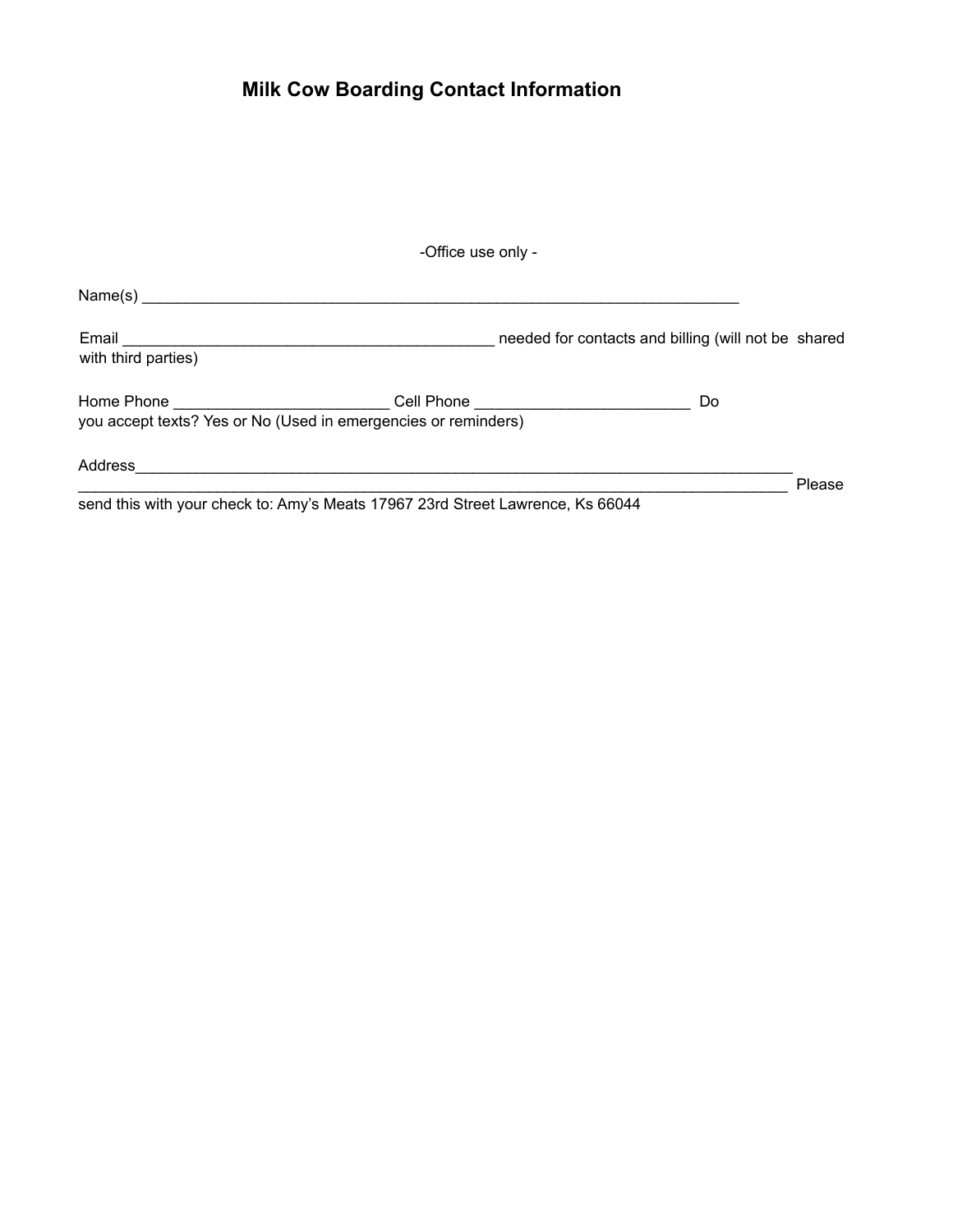## Milk Cow Boarding Contact Information

-Office use only -

Name(s) ___________________________________________________________________________

Email _______________________________________________ needed for contacts and billing (will not be shared with third parties)

Home Phone ___________________________ Cell Phone ___________________________ Do you accept texts? Yes or No (Used in emergencies or reminders)

Address___________________________________________________________________________________
__________________________________________________________________________________________ Please send this with your check to: Amy's Meats 17967 23rd Street Lawrence, Ks 66044